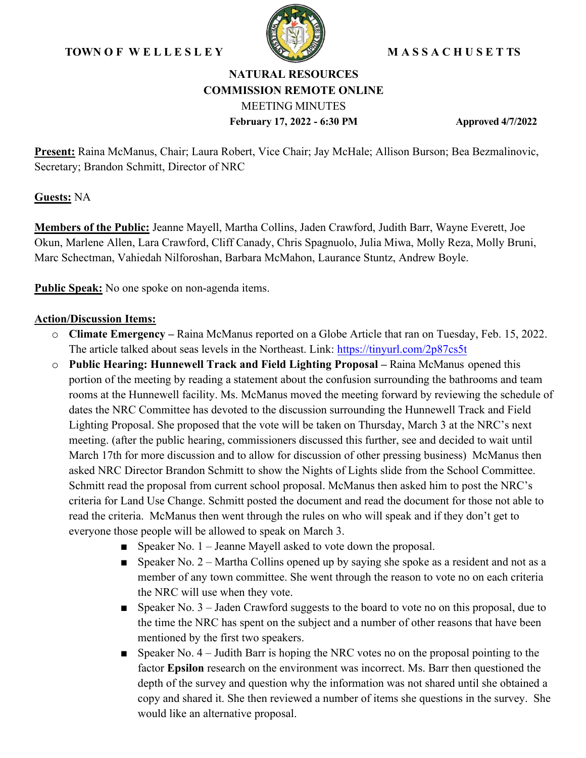**TOWN OF WELLESLEY** **MASSACHUSETTS**

# NATURAL RESOURCES COMMISSION REMOTE ONLINE

MEETING MINUTES

**February 17, 2022 - 6:30 PM** **Approved 4/7/2022**

**Present:** Raina McManus, Chair; Laura Robert, Vice Chair; Jay McHale; Allison Burson; Bea Bezmalinovic, Secretary; Brandon Schmitt, Director of NRC

**Guests:** NA

**Members of the Public:** Jeanne Mayell, Martha Collins, Jaden Crawford, Judith Barr, Wayne Everett, Joe Okun, Marlene Allen, Lara Crawford, Cliff Canady, Chris Spagnuolo, Julia Miwa, Molly Reza, Molly Bruni, Marc Schectman, Vahiedah Nilforoshan, Barbara McMahon, Laurance Stuntz, Andrew Boyle.

**Public Speak:** No one spoke on non-agenda items.

**Action/Discussion Items:**

- **Climate Emergency –** Raina McManus reported on a Globe Article that ran on Tuesday, Feb. 15, 2022. The article talked about seas levels in the Northeast. Link: https://tinyurl.com/2p87cs5t
- **Public Hearing: Hunnewell Track and Field Lighting Proposal –** Raina McManus opened this portion of the meeting by reading a statement about the confusion surrounding the bathrooms and team rooms at the Hunnewell facility. Ms. McManus moved the meeting forward by reviewing the schedule of dates the NRC Committee has devoted to the discussion surrounding the Hunnewell Track and Field Lighting Proposal. She proposed that the vote will be taken on Thursday, March 3 at the NRC's next meeting. (after the public hearing, commissioners discussed this further, see and decided to wait until March 17th for more discussion and to allow for discussion of other pressing business) McManus then asked NRC Director Brandon Schmitt to show the Nights of Lights slide from the School Committee. Schmitt read the proposal from current school proposal. McManus then asked him to post the NRC's criteria for Land Use Change. Schmitt posted the document and read the document for those not able to read the criteria. McManus then went through the rules on who will speak and if they don't get to everyone those people will be allowed to speak on March 3.
  - Speaker No. 1 – Jeanne Mayell asked to vote down the proposal.
  - Speaker No. 2 – Martha Collins opened up by saying she spoke as a resident and not as a member of any town committee. She went through the reason to vote no on each criteria the NRC will use when they vote.
  - Speaker No. 3 – Jaden Crawford suggests to the board to vote no on this proposal, due to the time the NRC has spent on the subject and a number of other reasons that have been mentioned by the first two speakers.
  - Speaker No. 4 – Judith Barr is hoping the NRC votes no on the proposal pointing to the factor **Epsilon** research on the environment was incorrect. Ms. Barr then questioned the depth of the survey and question why the information was not shared until she obtained a copy and shared it. She then reviewed a number of items she questions in the survey. She would like an alternative proposal.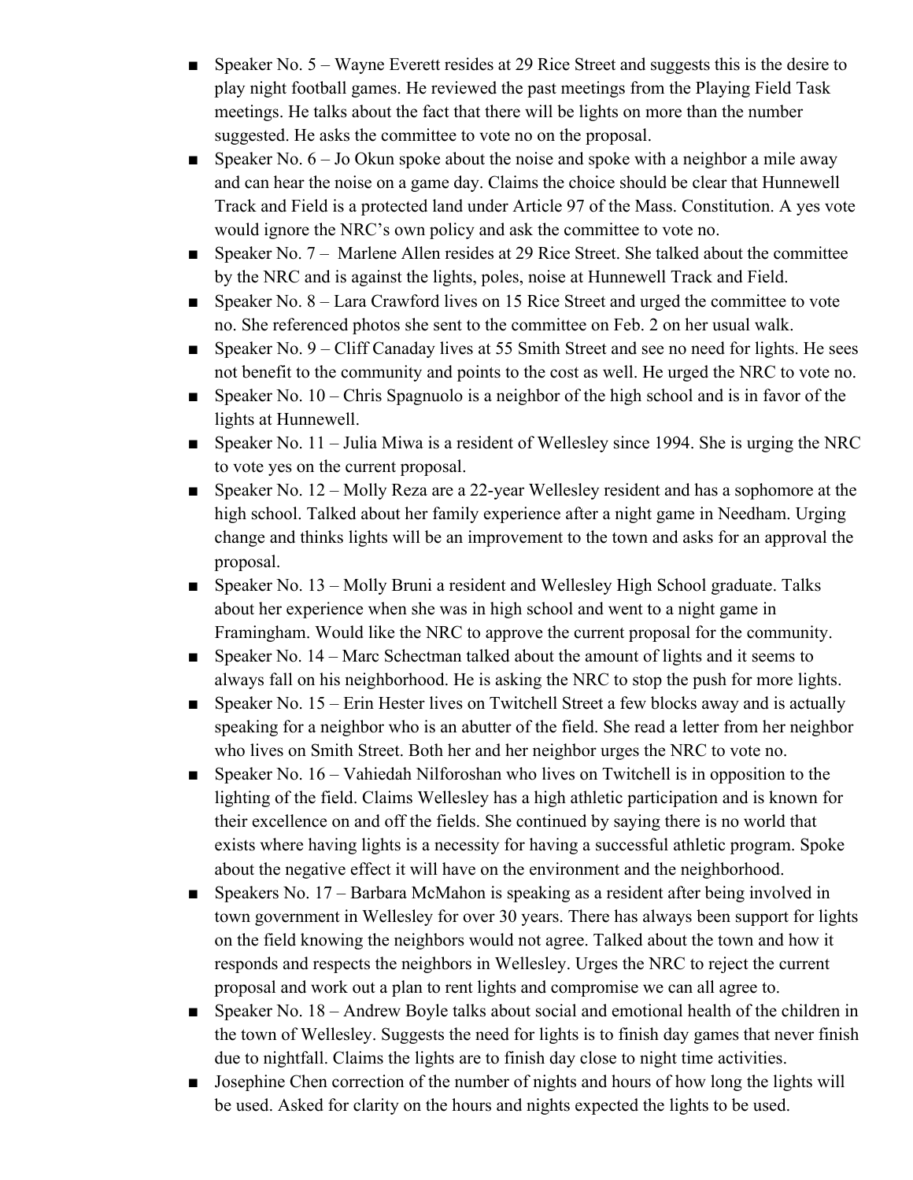- Speaker No. 5 – Wayne Everett resides at 29 Rice Street and suggests this is the desire to play night football games. He reviewed the past meetings from the Playing Field Task meetings. He talks about the fact that there will be lights on more than the number suggested. He asks the committee to vote no on the proposal.
- Speaker No. 6 – Jo Okun spoke about the noise and spoke with a neighbor a mile away and can hear the noise on a game day. Claims the choice should be clear that Hunnewell Track and Field is a protected land under Article 97 of the Mass. Constitution. A yes vote would ignore the NRC's own policy and ask the committee to vote no.
- Speaker No. 7 – Marlene Allen resides at 29 Rice Street. She talked about the committee by the NRC and is against the lights, poles, noise at Hunnewell Track and Field.
- Speaker No. 8 – Lara Crawford lives on 15 Rice Street and urged the committee to vote no. She referenced photos she sent to the committee on Feb. 2 on her usual walk.
- Speaker No. 9 – Cliff Canaday lives at 55 Smith Street and see no need for lights. He sees not benefit to the community and points to the cost as well. He urged the NRC to vote no.
- Speaker No. 10 – Chris Spagnuolo is a neighbor of the high school and is in favor of the lights at Hunnewell.
- Speaker No. 11 – Julia Miwa is a resident of Wellesley since 1994. She is urging the NRC to vote yes on the current proposal.
- Speaker No. 12 – Molly Reza are a 22-year Wellesley resident and has a sophomore at the high school. Talked about her family experience after a night game in Needham. Urging change and thinks lights will be an improvement to the town and asks for an approval the proposal.
- Speaker No. 13 – Molly Bruni a resident and Wellesley High School graduate. Talks about her experience when she was in high school and went to a night game in Framingham. Would like the NRC to approve the current proposal for the community.
- Speaker No. 14 – Marc Schectman talked about the amount of lights and it seems to always fall on his neighborhood. He is asking the NRC to stop the push for more lights.
- Speaker No. 15 – Erin Hester lives on Twitchell Street a few blocks away and is actually speaking for a neighbor who is an abutter of the field. She read a letter from her neighbor who lives on Smith Street. Both her and her neighbor urges the NRC to vote no.
- Speaker No. 16 – Vahiedah Nilforoshan who lives on Twitchell is in opposition to the lighting of the field. Claims Wellesley has a high athletic participation and is known for their excellence on and off the fields. She continued by saying there is no world that exists where having lights is a necessity for having a successful athletic program. Spoke about the negative effect it will have on the environment and the neighborhood.
- Speakers No. 17 – Barbara McMahon is speaking as a resident after being involved in town government in Wellesley for over 30 years. There has always been support for lights on the field knowing the neighbors would not agree. Talked about the town and how it responds and respects the neighbors in Wellesley. Urges the NRC to reject the current proposal and work out a plan to rent lights and compromise we can all agree to.
- Speaker No. 18 – Andrew Boyle talks about social and emotional health of the children in the town of Wellesley. Suggests the need for lights is to finish day games that never finish due to nightfall. Claims the lights are to finish day close to night time activities.
- Josephine Chen correction of the number of nights and hours of how long the lights will be used. Asked for clarity on the hours and nights expected the lights to be used.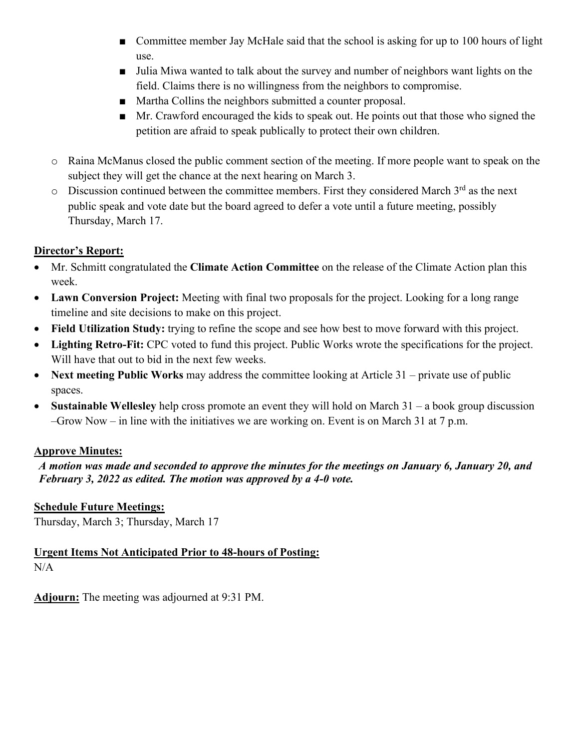- Committee member Jay McHale said that the school is asking for up to 100 hours of light use.
        - Julia Miwa wanted to talk about the survey and number of neighbors want lights on the field. Claims there is no willingness from the neighbors to compromise.
        - Martha Collins the neighbors submitted a counter proposal.
        - Mr. Crawford encouraged the kids to speak out. He points out that those who signed the petition are afraid to speak publically to protect their own children.

- Raina McManus closed the public comment section of the meeting. If more people want to speak on the subject they will get the chance at the next hearing on March 3.
- Discussion continued between the committee members. First they considered March 3rd as the next public speak and vote date but the board agreed to defer a vote until a future meeting, possibly Thursday, March 17.

**Director's Report:**

- Mr. Schmitt congratulated the **Climate Action Committee** on the release of the Climate Action plan this week.
- **Lawn Conversion Project:** Meeting with final two proposals for the project. Looking for a long range timeline and site decisions to make on this project.
- **Field Utilization Study:** trying to refine the scope and see how best to move forward with this project.
- **Lighting Retro-Fit:** CPC voted to fund this project. Public Works wrote the specifications for the project. Will have that out to bid in the next few weeks.
- **Next meeting Public Works** may address the committee looking at Article 31 – private use of public spaces.
- **Sustainable Wellesley** help cross promote an event they will hold on March 31 – a book group discussion –Grow Now – in line with the initiatives we are working on. Event is on March 31 at 7 p.m.

**Approve Minutes:**

***A motion was made and seconded to approve the minutes for the meetings on January 6, January 20, and February 3, 2022 as edited. The motion was approved by a 4-0 vote.***

**Schedule Future Meetings:**

Thursday, March 3; Thursday, March 17

**Urgent Items Not Anticipated Prior to 48-hours of Posting:**

N/A

**Adjourn:** The meeting was adjourned at 9:31 PM.